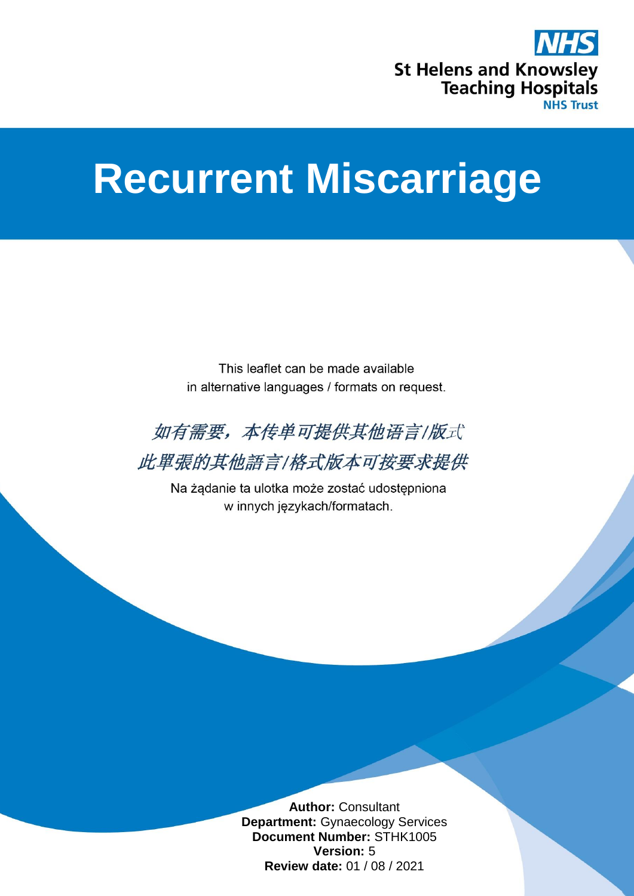NHS

St Helens and Knowsley Teaching Hospitals
NHS Trust

# Recurrent Miscarriage

This leaflet can be made available
in alternative languages / formats on request.

*如有需要，本传单可提供其他语言/版式*
*此單張的其他語言/格式版本可按要求提供*

Na żądanie ta ulotka może zostać udostępniona
w innych językach/formatach.

**Author:** Consultant
**Department:** Gynaecology Services
**Document Number:** STHK1005
**Version:** 5
**Review date:** 01 / 08 / 2021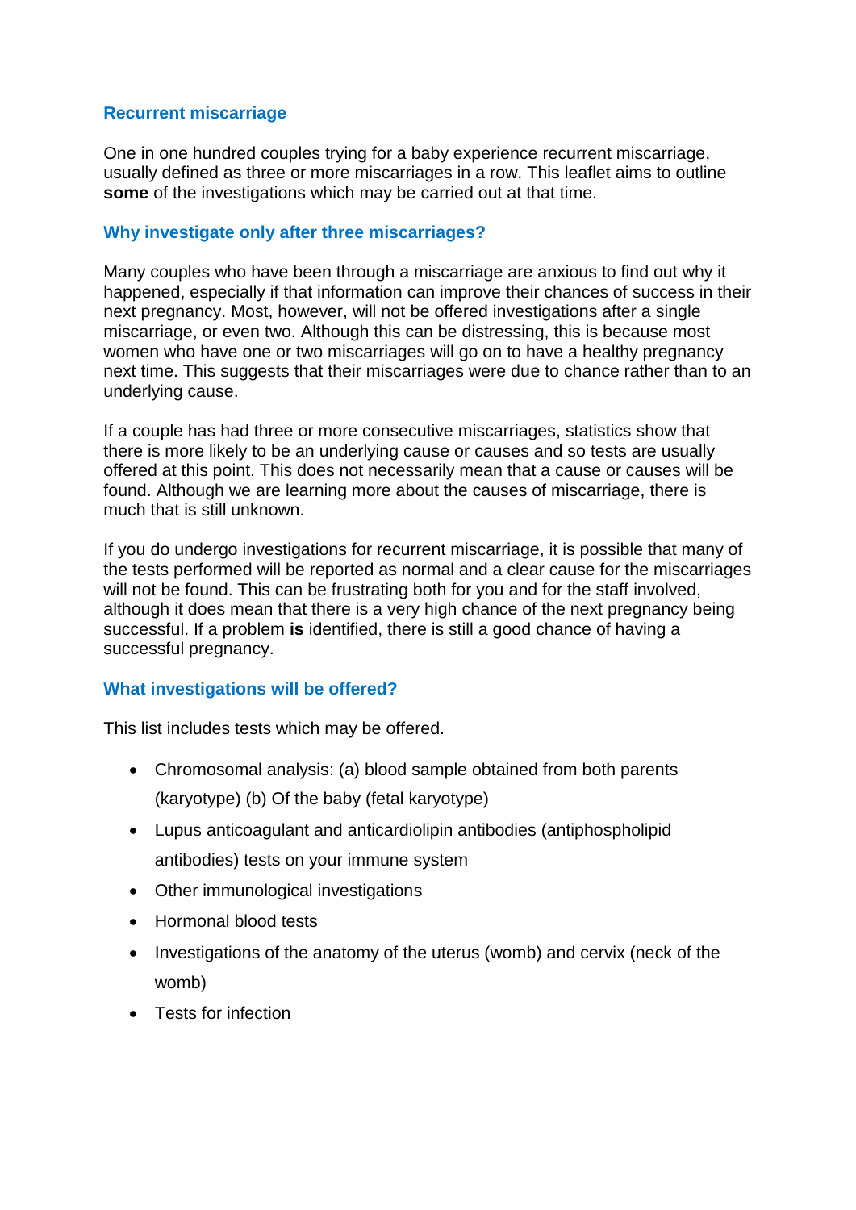## Recurrent miscarriage

One in one hundred couples trying for a baby experience recurrent miscarriage, usually defined as three or more miscarriages in a row. This leaflet aims to outline **some** of the investigations which may be carried out at that time.

## Why investigate only after three miscarriages?

Many couples who have been through a miscarriage are anxious to find out why it happened, especially if that information can improve their chances of success in their next pregnancy. Most, however, will not be offered investigations after a single miscarriage, or even two. Although this can be distressing, this is because most women who have one or two miscarriages will go on to have a healthy pregnancy next time. This suggests that their miscarriages were due to chance rather than to an underlying cause.

If a couple has had three or more consecutive miscarriages, statistics show that there is more likely to be an underlying cause or causes and so tests are usually offered at this point. This does not necessarily mean that a cause or causes will be found. Although we are learning more about the causes of miscarriage, there is much that is still unknown.

If you do undergo investigations for recurrent miscarriage, it is possible that many of the tests performed will be reported as normal and a clear cause for the miscarriages will not be found. This can be frustrating both for you and for the staff involved, although it does mean that there is a very high chance of the next pregnancy being successful. If a problem **is** identified, there is still a good chance of having a successful pregnancy.

## What investigations will be offered?

This list includes tests which may be offered.

- Chromosomal analysis: (a) blood sample obtained from both parents (karyotype) (b) Of the baby (fetal karyotype)
- Lupus anticoagulant and anticardiolipin antibodies (antiphospholipid antibodies) tests on your immune system
- Other immunological investigations
- Hormonal blood tests
- Investigations of the anatomy of the uterus (womb) and cervix (neck of the womb)
- Tests for infection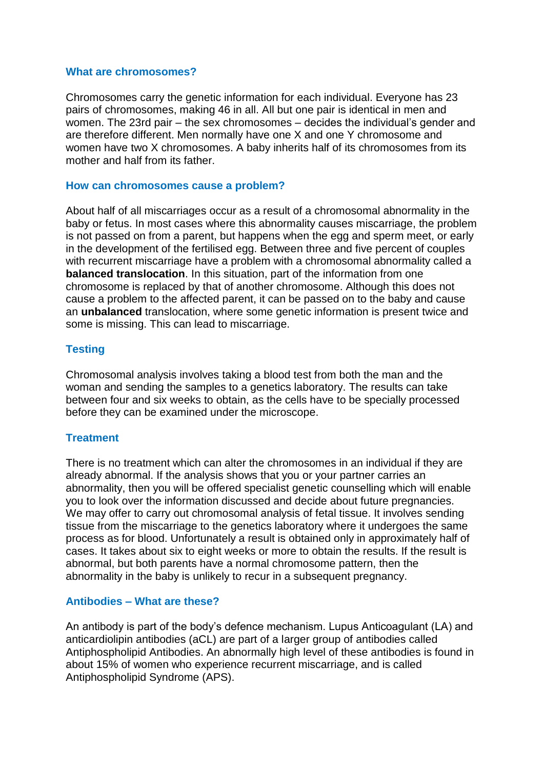## What are chromosomes?

Chromosomes carry the genetic information for each individual. Everyone has 23 pairs of chromosomes, making 46 in all. All but one pair is identical in men and women. The 23rd pair – the sex chromosomes – decides the individual's gender and are therefore different. Men normally have one X and one Y chromosome and women have two X chromosomes. A baby inherits half of its chromosomes from its mother and half from its father.

## How can chromosomes cause a problem?

About half of all miscarriages occur as a result of a chromosomal abnormality in the baby or fetus. In most cases where this abnormality causes miscarriage, the problem is not passed on from a parent, but happens when the egg and sperm meet, or early in the development of the fertilised egg. Between three and five percent of couples with recurrent miscarriage have a problem with a chromosomal abnormality called a **balanced translocation**. In this situation, part of the information from one chromosome is replaced by that of another chromosome. Although this does not cause a problem to the affected parent, it can be passed on to the baby and cause an **unbalanced** translocation, where some genetic information is present twice and some is missing. This can lead to miscarriage.

## Testing

Chromosomal analysis involves taking a blood test from both the man and the woman and sending the samples to a genetics laboratory. The results can take between four and six weeks to obtain, as the cells have to be specially processed before they can be examined under the microscope.

## Treatment

There is no treatment which can alter the chromosomes in an individual if they are already abnormal. If the analysis shows that you or your partner carries an abnormality, then you will be offered specialist genetic counselling which will enable you to look over the information discussed and decide about future pregnancies. We may offer to carry out chromosomal analysis of fetal tissue. It involves sending tissue from the miscarriage to the genetics laboratory where it undergoes the same process as for blood. Unfortunately a result is obtained only in approximately half of cases. It takes about six to eight weeks or more to obtain the results. If the result is abnormal, but both parents have a normal chromosome pattern, then the abnormality in the baby is unlikely to recur in a subsequent pregnancy.

## Antibodies – What are these?

An antibody is part of the body's defence mechanism. Lupus Anticoagulant (LA) and anticardiolipin antibodies (aCL) are part of a larger group of antibodies called Antiphospholipid Antibodies. An abnormally high level of these antibodies is found in about 15% of women who experience recurrent miscarriage, and is called Antiphospholipid Syndrome (APS).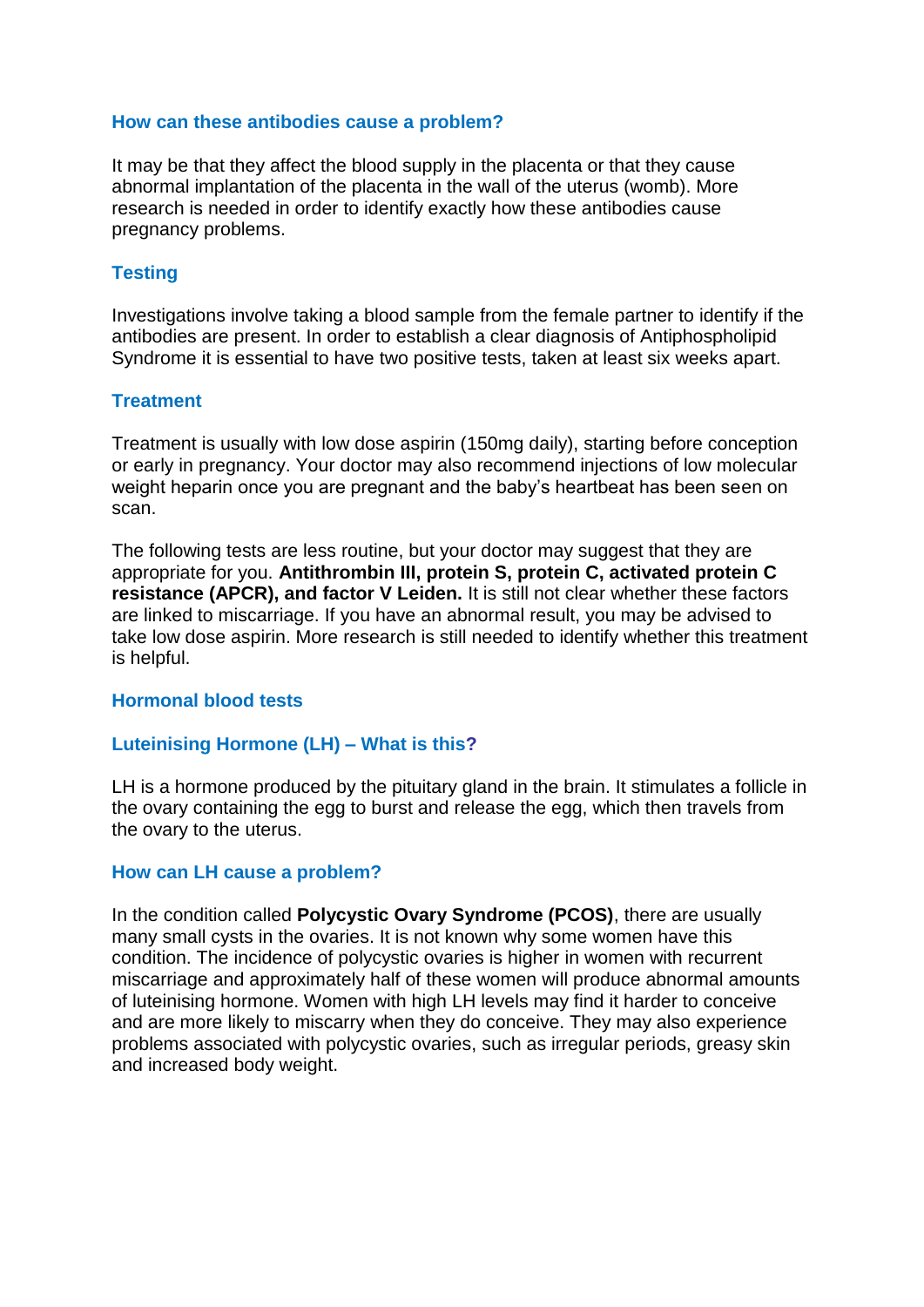### How can these antibodies cause a problem?

It may be that they affect the blood supply in the placenta or that they cause abnormal implantation of the placenta in the wall of the uterus (womb). More research is needed in order to identify exactly how these antibodies cause pregnancy problems.

### Testing

Investigations involve taking a blood sample from the female partner to identify if the antibodies are present. In order to establish a clear diagnosis of Antiphospholipid Syndrome it is essential to have two positive tests, taken at least six weeks apart.

### Treatment

Treatment is usually with low dose aspirin (150mg daily), starting before conception or early in pregnancy. Your doctor may also recommend injections of low molecular weight heparin once you are pregnant and the baby's heartbeat has been seen on scan.

The following tests are less routine, but your doctor may suggest that they are appropriate for you. **Antithrombin III, protein S, protein C, activated protein C resistance (APCR), and factor V Leiden.** It is still not clear whether these factors are linked to miscarriage. If you have an abnormal result, you may be advised to take low dose aspirin. More research is still needed to identify whether this treatment is helpful.

### Hormonal blood tests

### Luteinising Hormone (LH) – What is this?

LH is a hormone produced by the pituitary gland in the brain. It stimulates a follicle in the ovary containing the egg to burst and release the egg, which then travels from the ovary to the uterus.

### How can LH cause a problem?

In the condition called **Polycystic Ovary Syndrome (PCOS)**, there are usually many small cysts in the ovaries. It is not known why some women have this condition. The incidence of polycystic ovaries is higher in women with recurrent miscarriage and approximately half of these women will produce abnormal amounts of luteinising hormone. Women with high LH levels may find it harder to conceive and are more likely to miscarry when they do conceive. They may also experience problems associated with polycystic ovaries, such as irregular periods, greasy skin and increased body weight.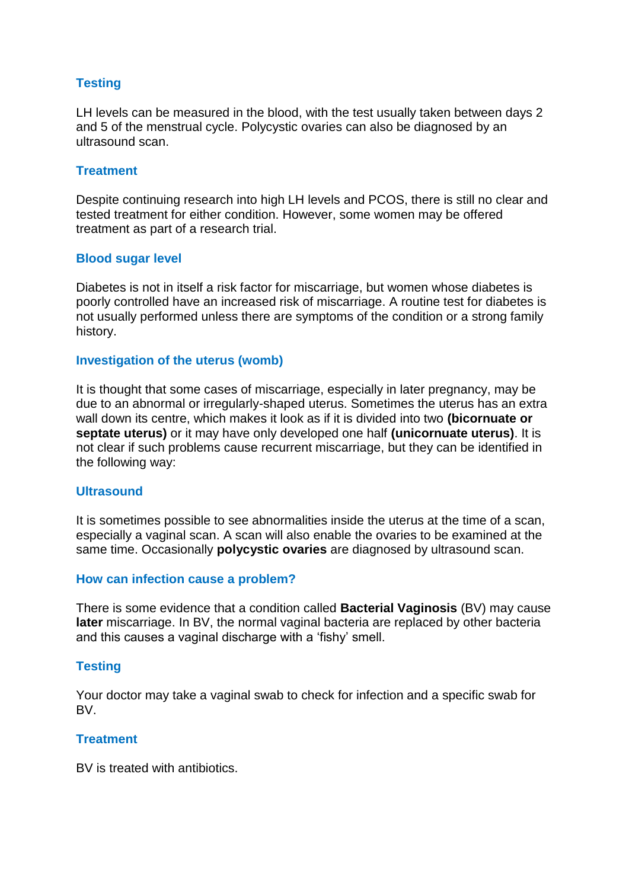### Testing

LH levels can be measured in the blood, with the test usually taken between days 2 and 5 of the menstrual cycle. Polycystic ovaries can also be diagnosed by an ultrasound scan.

### Treatment

Despite continuing research into high LH levels and PCOS, there is still no clear and tested treatment for either condition. However, some women may be offered treatment as part of a research trial.

### Blood sugar level

Diabetes is not in itself a risk factor for miscarriage, but women whose diabetes is poorly controlled have an increased risk of miscarriage. A routine test for diabetes is not usually performed unless there are symptoms of the condition or a strong family history.

### Investigation of the uterus (womb)

It is thought that some cases of miscarriage, especially in later pregnancy, may be due to an abnormal or irregularly-shaped uterus. Sometimes the uterus has an extra wall down its centre, which makes it look as if it is divided into two **(bicornuate or septate uterus)** or it may have only developed one half **(unicornuate uterus)**. It is not clear if such problems cause recurrent miscarriage, but they can be identified in the following way:

### Ultrasound

It is sometimes possible to see abnormalities inside the uterus at the time of a scan, especially a vaginal scan. A scan will also enable the ovaries to be examined at the same time. Occasionally **polycystic ovaries** are diagnosed by ultrasound scan.

### How can infection cause a problem?

There is some evidence that a condition called **Bacterial Vaginosis** (BV) may cause **later** miscarriage. In BV, the normal vaginal bacteria are replaced by other bacteria and this causes a vaginal discharge with a 'fishy' smell.

### Testing

Your doctor may take a vaginal swab to check for infection and a specific swab for BV.

### Treatment

BV is treated with antibiotics.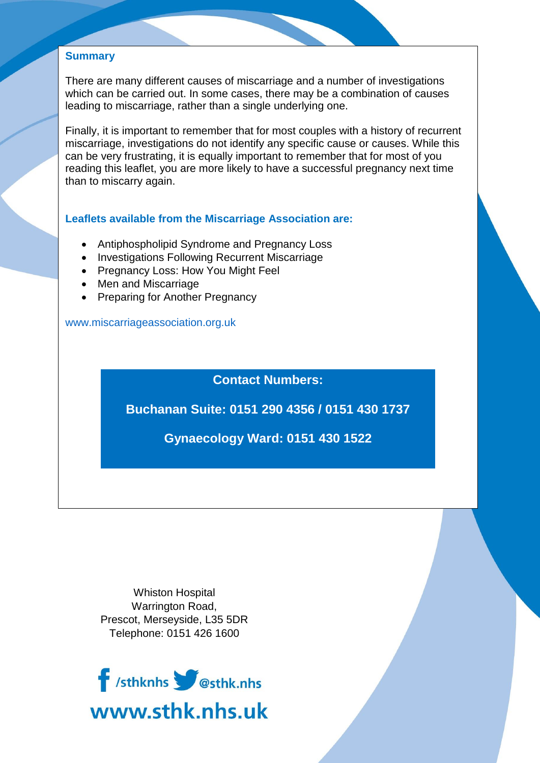## Summary

There are many different causes of miscarriage and a number of investigations which can be carried out. In some cases, there may be a combination of causes leading to miscarriage, rather than a single underlying one.

Finally, it is important to remember that for most couples with a history of recurrent miscarriage, investigations do not identify any specific cause or causes. While this can be very frustrating, it is equally important to remember that for most of you reading this leaflet, you are more likely to have a successful pregnancy next time than to miscarry again.

### Leaflets available from the Miscarriage Association are:

- Antiphospholipid Syndrome and Pregnancy Loss
- Investigations Following Recurrent Miscarriage
- Pregnancy Loss: How You Might Feel
- Men and Miscarriage
- Preparing for Another Pregnancy

www.miscarriageassociation.org.uk

**Contact Numbers:**

**Buchanan Suite: 0151 290 4356 / 0151 430 1737**

**Gynaecology Ward: 0151 430 1522**

Whiston Hospital
Warrington Road,
Prescot, Merseyside, L35 5DR
Telephone: 0151 426 1600

/sthknhs @sthk.nhs

www.sthk.nhs.uk